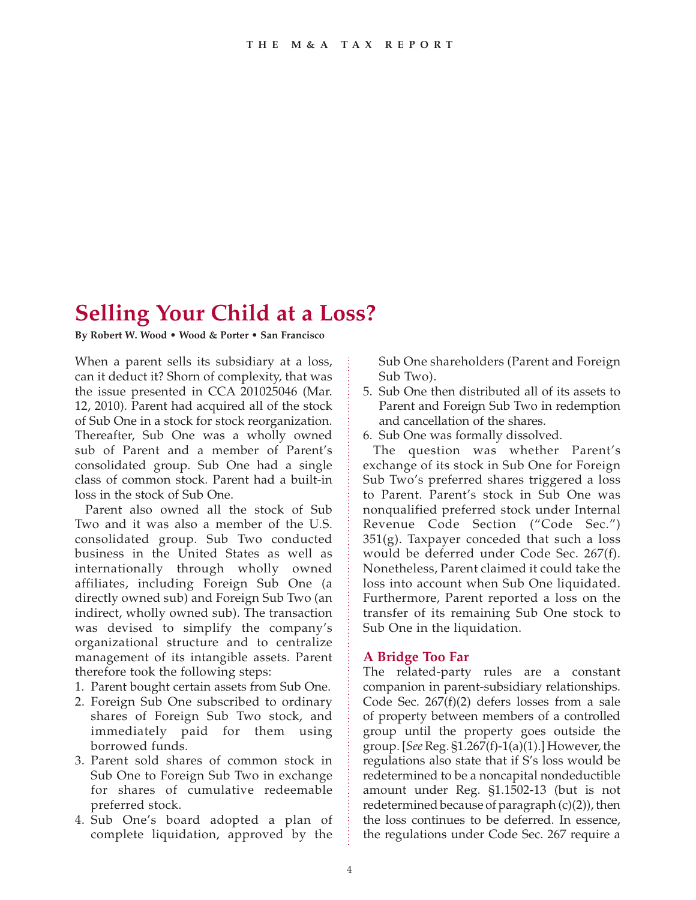# Selling Your Child at a Loss?

**By Robert W. Wood • Wood & Porter • San Francisco**

When a parent sells its subsidiary at a loss, can it deduct it? Shorn of complexity, that was the issue presented in CCA 201025046 (Mar. 12, 2010). Parent had acquired all of the stock of Sub One in a stock for stock reorganization. Thereafter, Sub One was a wholly owned sub of Parent and a member of Parent's consolidated group. Sub One had a single class of common stock. Parent had a built-in loss in the stock of Sub One.

Parent also owned all the stock of Sub Two and it was also a member of the U.S. consolidated group. Sub Two conducted business in the United States as well as internationally through wholly owned affiliates, including Foreign Sub One (a directly owned sub) and Foreign Sub Two (an indirect, wholly owned sub). The transaction was devised to simplify the company's organizational structure and to centralize management of its intangible assets. Parent therefore took the following steps:

1. Parent bought certain assets from Sub One.
2. Foreign Sub One subscribed to ordinary shares of Foreign Sub Two stock, and immediately paid for them using borrowed funds.
3. Parent sold shares of common stock in Sub One to Foreign Sub Two in exchange for shares of cumulative redeemable preferred stock.
4. Sub One's board adopted a plan of complete liquidation, approved by the Sub One shareholders (Parent and Foreign Sub Two).
5. Sub One then distributed all of its assets to Parent and Foreign Sub Two in redemption and cancellation of the shares.
6. Sub One was formally dissolved.

The question was whether Parent's exchange of its stock in Sub One for Foreign Sub Two's preferred shares triggered a loss to Parent. Parent's stock in Sub One was nonqualified preferred stock under Internal Revenue Code Section ("Code Sec.") 351(g). Taxpayer conceded that such a loss would be deferred under Code Sec. 267(f). Nonetheless, Parent claimed it could take the loss into account when Sub One liquidated. Furthermore, Parent reported a loss on the transfer of its remaining Sub One stock to Sub One in the liquidation.

## A Bridge Too Far

The related-party rules are a constant companion in parent-subsidiary relationships. Code Sec. 267(f)(2) defers losses from a sale of property between members of a controlled group until the property goes outside the group. [*See* Reg. §1.267(f)-1(a)(1).] However, the regulations also state that if S's loss would be redetermined to be a noncapital nondeductible amount under Reg. §1.1502-13 (but is not redetermined because of paragraph (c)(2)), then the loss continues to be deferred. In essence, the regulations under Code Sec. 267 require a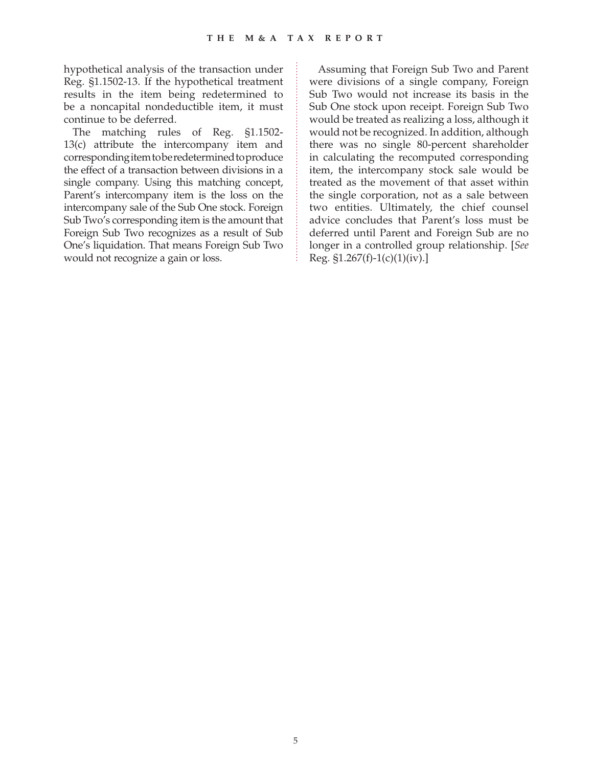hypothetical analysis of the transaction under Reg. §1.1502-13. If the hypothetical treatment results in the item being redetermined to be a noncapital nondeductible item, it must continue to be deferred.

The matching rules of Reg. §1.1502-13(c) attribute the intercompany item and corresponding item to be redetermined to produce the effect of a transaction between divisions in a single company. Using this matching concept, Parent's intercompany item is the loss on the intercompany sale of the Sub One stock. Foreign Sub Two's corresponding item is the amount that Foreign Sub Two recognizes as a result of Sub One's liquidation. That means Foreign Sub Two would not recognize a gain or loss.

Assuming that Foreign Sub Two and Parent were divisions of a single company, Foreign Sub Two would not increase its basis in the Sub One stock upon receipt. Foreign Sub Two would be treated as realizing a loss, although it would not be recognized. In addition, although there was no single 80-percent shareholder in calculating the recomputed corresponding item, the intercompany stock sale would be treated as the movement of that asset within the single corporation, not as a sale between two entities. Ultimately, the chief counsel advice concludes that Parent's loss must be deferred until Parent and Foreign Sub are no longer in a controlled group relationship. [*See* Reg. §1.267(f)-1(c)(1)(iv).]